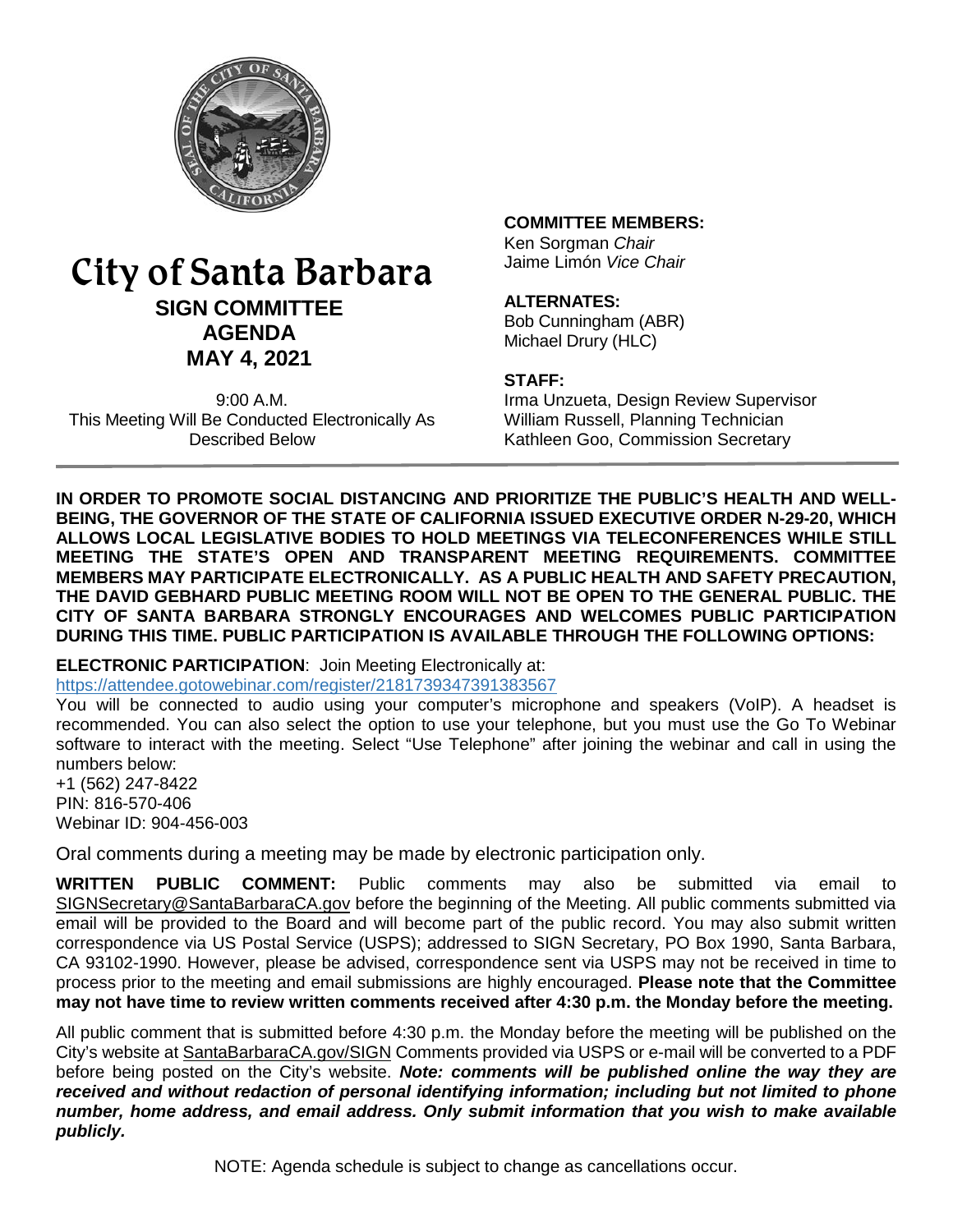# City of Santa Barbara

## SIGN COMMITTEE AGENDA
## MAY 4, 2021

9:00 A.M.
This Meeting Will Be Conducted Electronically As Described Below

**COMMITTEE MEMBERS:**
Ken Sorgman *Chair*
Jaime Limón *Vice Chair*

**ALTERNATES:**
Bob Cunningham (ABR)
Michael Drury (HLC)

**STAFF:**
Irma Unzueta, Design Review Supervisor
William Russell, Planning Technician
Kathleen Goo, Commission Secretary

**IN ORDER TO PROMOTE SOCIAL DISTANCING AND PRIORITIZE THE PUBLIC'S HEALTH AND WELL-BEING, THE GOVERNOR OF THE STATE OF CALIFORNIA ISSUED EXECUTIVE ORDER N-29-20, WHICH ALLOWS LOCAL LEGISLATIVE BODIES TO HOLD MEETINGS VIA TELECONFERENCES WHILE STILL MEETING THE STATE'S OPEN AND TRANSPARENT MEETING REQUIREMENTS. COMMITTEE MEMBERS MAY PARTICIPATE ELECTRONICALLY. AS A PUBLIC HEALTH AND SAFETY PRECAUTION, THE DAVID GEBHARD PUBLIC MEETING ROOM WILL NOT BE OPEN TO THE GENERAL PUBLIC. THE CITY OF SANTA BARBARA STRONGLY ENCOURAGES AND WELCOMES PUBLIC PARTICIPATION DURING THIS TIME. PUBLIC PARTICIPATION IS AVAILABLE THROUGH THE FOLLOWING OPTIONS:**

**ELECTRONIC PARTICIPATION**: Join Meeting Electronically at:
https://attendee.gotowebinar.com/register/2181739347391383567

You will be connected to audio using your computer's microphone and speakers (VoIP). A headset is recommended. You can also select the option to use your telephone, but you must use the Go To Webinar software to interact with the meeting. Select "Use Telephone" after joining the webinar and call in using the numbers below:
+1 (562) 247-8422
PIN: 816-570-406
Webinar ID: 904-456-003

Oral comments during a meeting may be made by electronic participation only.

**WRITTEN PUBLIC COMMENT:** Public comments may also be submitted via email to SIGNSecretary@SantaBarbaraCA.gov before the beginning of the Meeting. All public comments submitted via email will be provided to the Board and will become part of the public record. You may also submit written correspondence via US Postal Service (USPS); addressed to SIGN Secretary, PO Box 1990, Santa Barbara, CA 93102-1990. However, please be advised, correspondence sent via USPS may not be received in time to process prior to the meeting and email submissions are highly encouraged. **Please note that the Committee may not have time to review written comments received after 4:30 p.m. the Monday before the meeting.**

All public comment that is submitted before 4:30 p.m. the Monday before the meeting will be published on the City's website at SantaBarbaraCA.gov/SIGN Comments provided via USPS or e-mail will be converted to a PDF before being posted on the City's website. ***Note: comments will be published online the way they are received and without redaction of personal identifying information; including but not limited to phone number, home address, and email address. Only submit information that you wish to make available publicly.***

NOTE: Agenda schedule is subject to change as cancellations occur.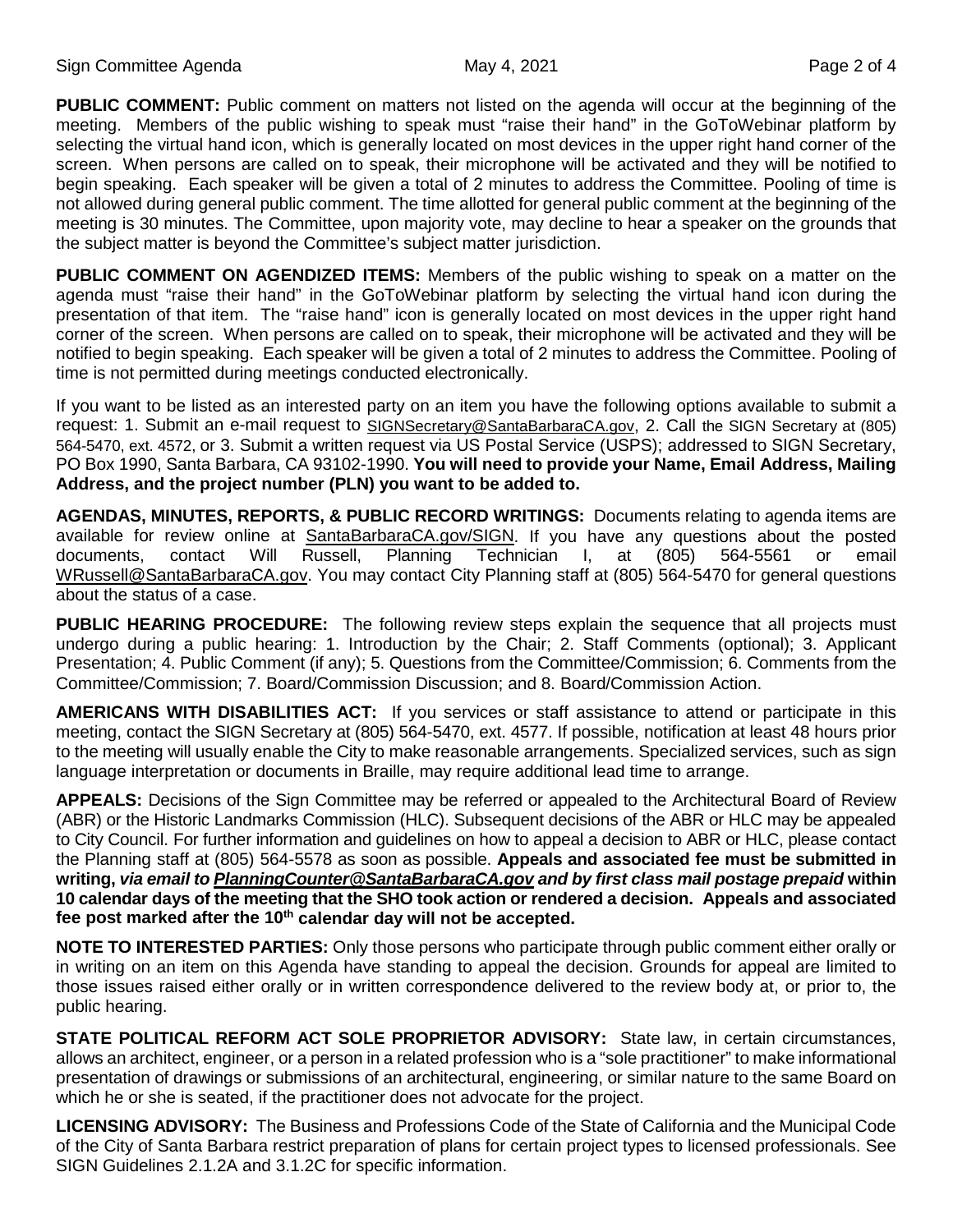**PUBLIC COMMENT:** Public comment on matters not listed on the agenda will occur at the beginning of the meeting. Members of the public wishing to speak must "raise their hand" in the GoToWebinar platform by selecting the virtual hand icon, which is generally located on most devices in the upper right hand corner of the screen. When persons are called on to speak, their microphone will be activated and they will be notified to begin speaking. Each speaker will be given a total of 2 minutes to address the Committee. Pooling of time is not allowed during general public comment. The time allotted for general public comment at the beginning of the meeting is 30 minutes. The Committee, upon majority vote, may decline to hear a speaker on the grounds that the subject matter is beyond the Committee's subject matter jurisdiction.

**PUBLIC COMMENT ON AGENDIZED ITEMS:** Members of the public wishing to speak on a matter on the agenda must "raise their hand" in the GoToWebinar platform by selecting the virtual hand icon during the presentation of that item. The "raise hand" icon is generally located on most devices in the upper right hand corner of the screen. When persons are called on to speak, their microphone will be activated and they will be notified to begin speaking. Each speaker will be given a total of 2 minutes to address the Committee. Pooling of time is not permitted during meetings conducted electronically.

If you want to be listed as an interested party on an item you have the following options available to submit a request: 1. Submit an e-mail request to SIGNSecretary@SantaBarbaraCA.gov, 2. Call the SIGN Secretary at (805) 564-5470, ext. 4572, or 3. Submit a written request via US Postal Service (USPS); addressed to SIGN Secretary, PO Box 1990, Santa Barbara, CA 93102-1990. **You will need to provide your Name, Email Address, Mailing Address, and the project number (PLN) you want to be added to.**

**AGENDAS, MINUTES, REPORTS, & PUBLIC RECORD WRITINGS:** Documents relating to agenda items are available for review online at SantaBarbaraCA.gov/SIGN. If you have any questions about the posted documents, contact Will Russell, Planning Technician I, at (805) 564-5561 or email WRussell@SantaBarbaraCA.gov. You may contact City Planning staff at (805) 564-5470 for general questions about the status of a case.

**PUBLIC HEARING PROCEDURE:** The following review steps explain the sequence that all projects must undergo during a public hearing: 1. Introduction by the Chair; 2. Staff Comments (optional); 3. Applicant Presentation; 4. Public Comment (if any); 5. Questions from the Committee/Commission; 6. Comments from the Committee/Commission; 7. Board/Commission Discussion; and 8. Board/Commission Action.

**AMERICANS WITH DISABILITIES ACT:** If you services or staff assistance to attend or participate in this meeting, contact the SIGN Secretary at (805) 564-5470, ext. 4577. If possible, notification at least 48 hours prior to the meeting will usually enable the City to make reasonable arrangements. Specialized services, such as sign language interpretation or documents in Braille, may require additional lead time to arrange.

**APPEALS:** Decisions of the Sign Committee may be referred or appealed to the Architectural Board of Review (ABR) or the Historic Landmarks Commission (HLC). Subsequent decisions of the ABR or HLC may be appealed to City Council. For further information and guidelines on how to appeal a decision to ABR or HLC, please contact the Planning staff at (805) 564-5578 as soon as possible. **Appeals and associated fee must be submitted in writing, *via email to PlanningCounter@SantaBarbaraCA.gov and by first class mail postage prepaid* within 10 calendar days of the meeting that the SHO took action or rendered a decision. Appeals and associated fee post marked after the 10th calendar day will not be accepted.**

**NOTE TO INTERESTED PARTIES:** Only those persons who participate through public comment either orally or in writing on an item on this Agenda have standing to appeal the decision. Grounds for appeal are limited to those issues raised either orally or in written correspondence delivered to the review body at, or prior to, the public hearing.

**STATE POLITICAL REFORM ACT SOLE PROPRIETOR ADVISORY:** State law, in certain circumstances, allows an architect, engineer, or a person in a related profession who is a "sole practitioner" to make informational presentation of drawings or submissions of an architectural, engineering, or similar nature to the same Board on which he or she is seated, if the practitioner does not advocate for the project.

**LICENSING ADVISORY:** The Business and Professions Code of the State of California and the Municipal Code of the City of Santa Barbara restrict preparation of plans for certain project types to licensed professionals. See SIGN Guidelines 2.1.2A and 3.1.2C for specific information.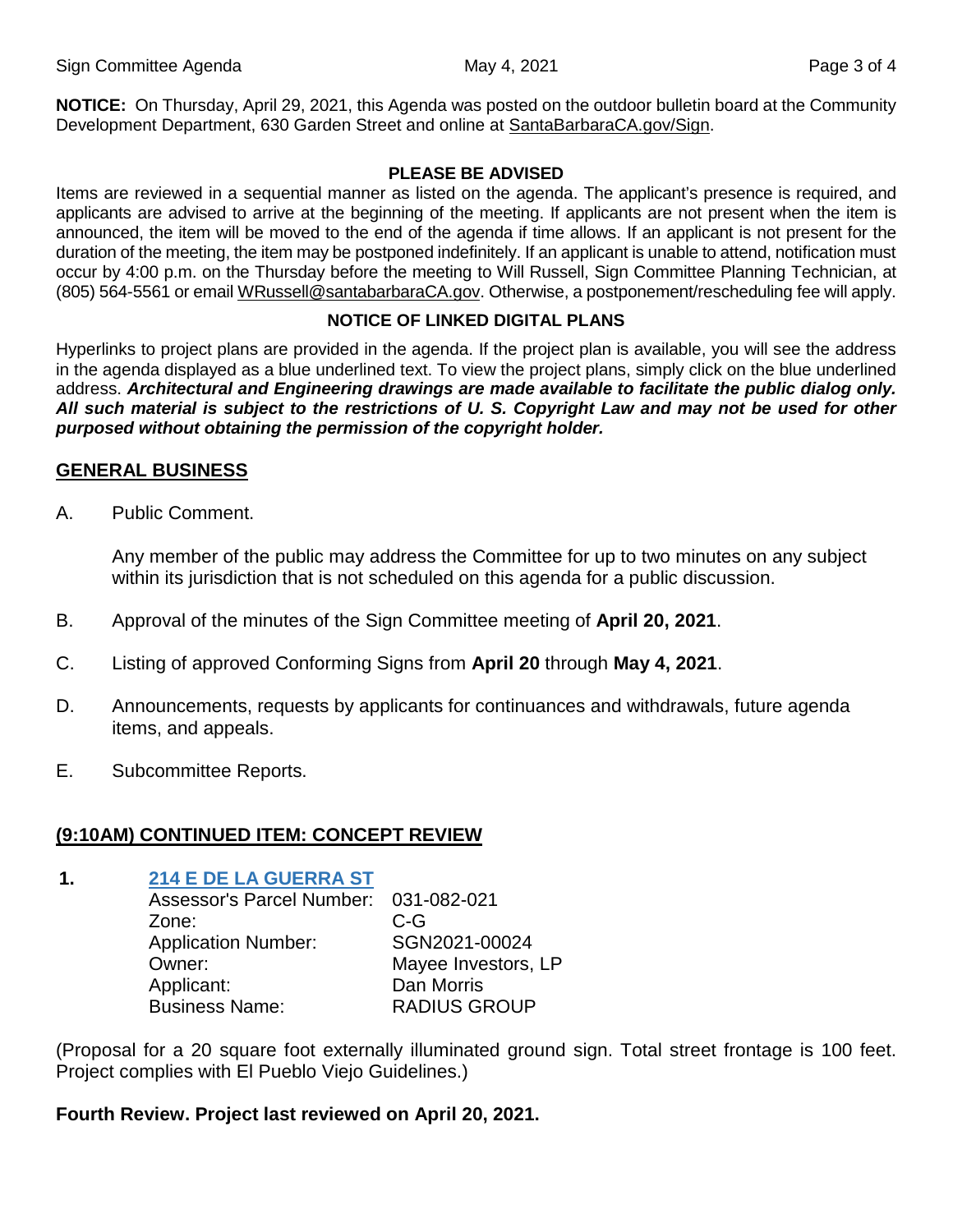**NOTICE:** On Thursday, April 29, 2021, this Agenda was posted on the outdoor bulletin board at the Community Development Department, 630 Garden Street and online at SantaBarbaraCA.gov/Sign.

**PLEASE BE ADVISED**

Items are reviewed in a sequential manner as listed on the agenda. The applicant's presence is required, and applicants are advised to arrive at the beginning of the meeting. If applicants are not present when the item is announced, the item will be moved to the end of the agenda if time allows. If an applicant is not present for the duration of the meeting, the item may be postponed indefinitely. If an applicant is unable to attend, notification must occur by 4:00 p.m. on the Thursday before the meeting to Will Russell, Sign Committee Planning Technician, at (805) 564-5561 or email WRussell@santabarbaraCA.gov. Otherwise, a postponement/rescheduling fee will apply.

**NOTICE OF LINKED DIGITAL PLANS**

Hyperlinks to project plans are provided in the agenda. If the project plan is available, you will see the address in the agenda displayed as a blue underlined text. To view the project plans, simply click on the blue underlined address. ***Architectural and Engineering drawings are made available to facilitate the public dialog only. All such material is subject to the restrictions of U. S. Copyright Law and may not be used for other purposed without obtaining the permission of the copyright holder.***

## GENERAL BUSINESS

A. Public Comment.

Any member of the public may address the Committee for up to two minutes on any subject within its jurisdiction that is not scheduled on this agenda for a public discussion.

B. Approval of the minutes of the Sign Committee meeting of **April 20, 2021**.

C. Listing of approved Conforming Signs from **April 20** through **May 4, 2021**.

D. Announcements, requests by applicants for continuances and withdrawals, future agenda items, and appeals.

E. Subcommittee Reports.

## (9:10AM) CONTINUED ITEM: CONCEPT REVIEW

**1. 214 E DE LA GUERRA ST**

Assessor's Parcel Number: 031-082-021
Zone: C-G
Application Number: SGN2021-00024
Owner: Mayee Investors, LP
Applicant: Dan Morris
Business Name: RADIUS GROUP

(Proposal for a 20 square foot externally illuminated ground sign. Total street frontage is 100 feet. Project complies with El Pueblo Viejo Guidelines.)

**Fourth Review. Project last reviewed on April 20, 2021.**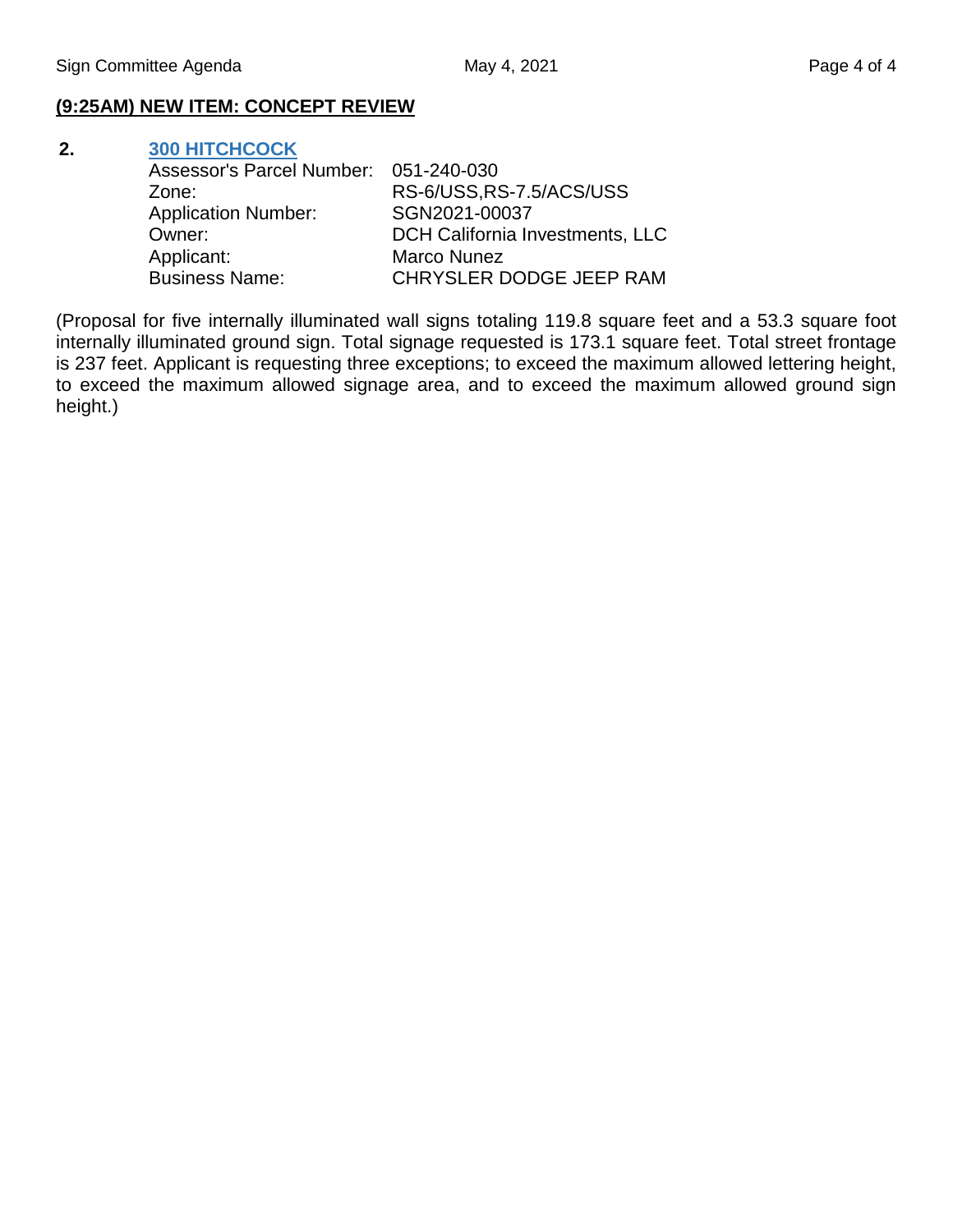**(9:25AM) NEW ITEM: CONCEPT REVIEW**

**2. 300 HITCHCOCK**

| | |
|---|---|
| Assessor's Parcel Number: | 051-240-030 |
| Zone: | RS-6/USS,RS-7.5/ACS/USS |
| Application Number: | SGN2021-00037 |
| Owner: | DCH California Investments, LLC |
| Applicant: | Marco Nunez |
| Business Name: | CHRYSLER DODGE JEEP RAM |

(Proposal for five internally illuminated wall signs totaling 119.8 square feet and a 53.3 square foot internally illuminated ground sign. Total signage requested is 173.1 square feet. Total street frontage is 237 feet. Applicant is requesting three exceptions; to exceed the maximum allowed lettering height, to exceed the maximum allowed signage area, and to exceed the maximum allowed ground sign height.)